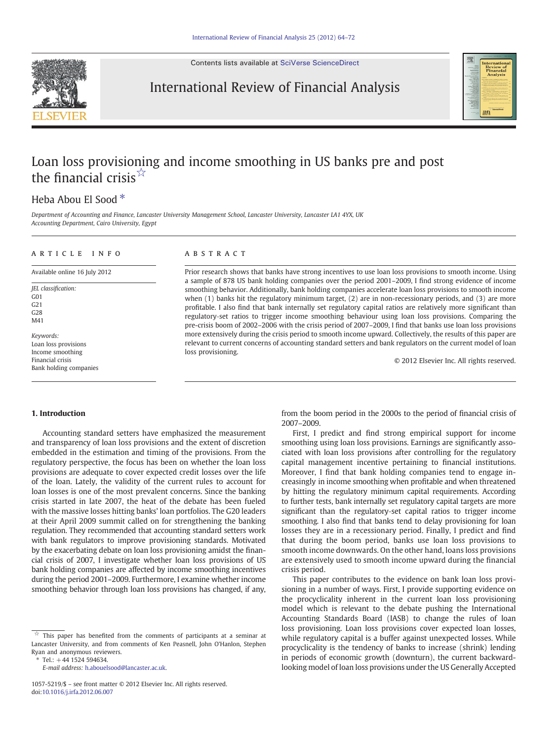# Loan loss provisioning and income smoothing in US banks pre and post the financial crisis ☆

Heba Abou El Sood *

*Department of Accounting and Finance, Lancaster University Management School, Lancaster University, Lancaster LA1 4YX, UK*
*Accounting Department, Cairo University, Egypt*

## ARTICLE INFO

Available online 16 July 2012

*JEL classification:*
G01
G21
G28
M41

*Keywords:*
Loan loss provisions
Income smoothing
Financial crisis
Bank holding companies

## ABSTRACT

Prior research shows that banks have strong incentives to use loan loss provisions to smooth income. Using a sample of 878 US bank holding companies over the period 2001–2009, I find strong evidence of income smoothing behavior. Additionally, bank holding companies accelerate loan loss provisions to smooth income when (1) banks hit the regulatory minimum target, (2) are in non-recessionary periods, and (3) are more profitable. I also find that bank internally set regulatory capital ratios are relatively more significant than regulatory-set ratios to trigger income smoothing behaviour using loan loss provisions. Comparing the pre-crisis boom of 2002–2006 with the crisis period of 2007–2009, I find that banks use loan loss provisions more extensively during the crisis period to smooth income upward. Collectively, the results of this paper are relevant to current concerns of accounting standard setters and bank regulators on the current model of loan loss provisioning.

© 2012 Elsevier Inc. All rights reserved.

## 1. Introduction

Accounting standard setters have emphasized the measurement and transparency of loan loss provisions and the extent of discretion embedded in the estimation and timing of the provisions. From the regulatory perspective, the focus has been on whether the loan loss provisions are adequate to cover expected credit losses over the life of the loan. Lately, the validity of the current rules to account for loan losses is one of the most prevalent concerns. Since the banking crisis started in late 2007, the heat of the debate has been fueled with the massive losses hitting banks' loan portfolios. The G20 leaders at their April 2009 summit called on for strengthening the banking regulation. They recommended that accounting standard setters work with bank regulators to improve provisioning standards. Motivated by the exacerbating debate on loan loss provisioning amidst the financial crisis of 2007, I investigate whether loan loss provisions of US bank holding companies are affected by income smoothing incentives during the period 2001–2009. Furthermore, I examine whether income smoothing behavior through loan loss provisions has changed, if any, from the boom period in the 2000s to the period of financial crisis of 2007–2009.

First, I predict and find strong empirical support for income smoothing using loan loss provisions. Earnings are significantly associated with loan loss provisions after controlling for the regulatory capital management incentive pertaining to financial institutions. Moreover, I find that bank holding companies tend to engage increasingly in income smoothing when profitable and when threatened by hitting the regulatory minimum capital requirements. According to further tests, bank internally set regulatory capital targets are more significant than the regulatory-set capital ratios to trigger income smoothing. I also find that banks tend to delay provisioning for loan losses they are in a recessionary period. Finally, I predict and find that during the boom period, banks use loan loss provisions to smooth income downwards. On the other hand, loans loss provisions are extensively used to smooth income upward during the financial crisis period.

This paper contributes to the evidence on bank loan loss provisioning in a number of ways. First, I provide supporting evidence on the procyclicality inherent in the current loan loss provisioning model which is relevant to the debate pushing the International Accounting Standards Board (IASB) to change the rules of loan loss provisioning. Loan loss provisions cover expected loan losses, while regulatory capital is a buffer against unexpected losses. While procyclicality is the tendency of banks to increase (shrink) lending in periods of economic growth (downturn), the current backward-looking model of loan loss provisions under the US Generally Accepted

---

☆ This paper has benefited from the comments of participants at a seminar at Lancaster University, and from comments of Ken Peasnell, John O'Hanlon, Stephen Ryan and anonymous reviewers.

* Tel.: +44 1524 594634.
*E-mail address:* h.abouelsood@lancaster.ac.uk.

1057-5219/$ – see front matter © 2012 Elsevier Inc. All rights reserved.
doi:10.1016/j.irfa.2012.06.007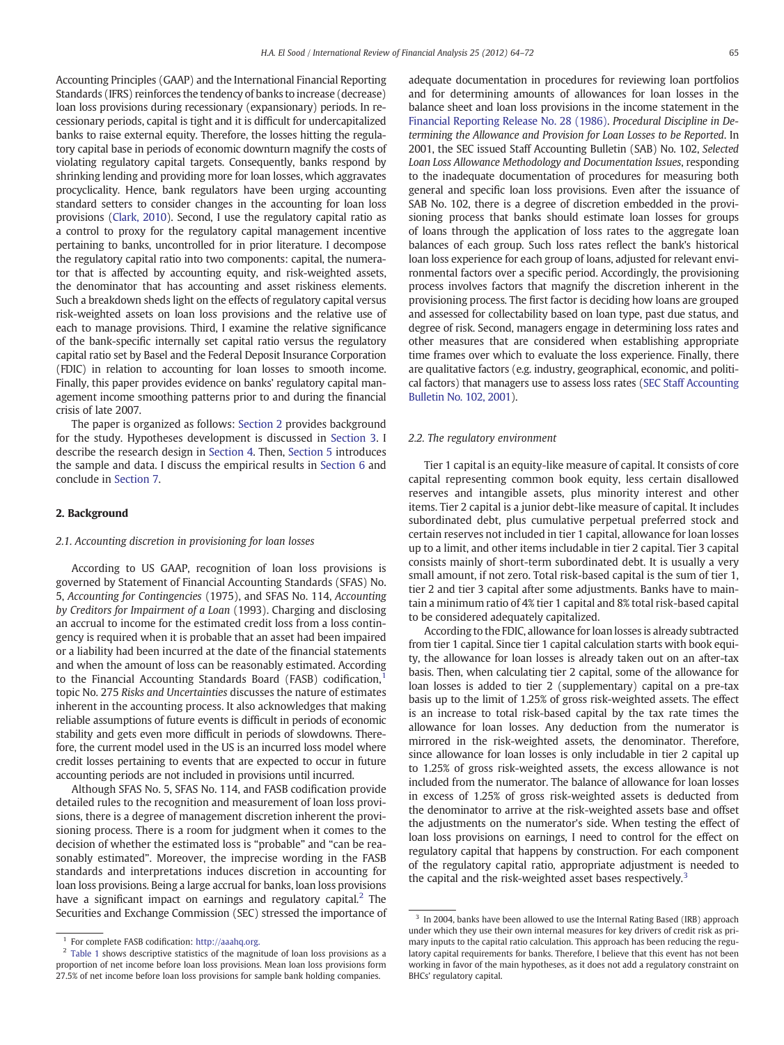Accounting Principles (GAAP) and the International Financial Reporting Standards (IFRS) reinforces the tendency of banks to increase (decrease) loan loss provisions during recessionary (expansionary) periods. In recessionary periods, capital is tight and it is difficult for undercapitalized banks to raise external equity. Therefore, the losses hitting the regulatory capital base in periods of economic downturn magnify the costs of violating regulatory capital targets. Consequently, banks respond by shrinking lending and providing more for loan losses, which aggravates procyclicality. Hence, bank regulators have been urging accounting standard setters to consider changes in the accounting for loan loss provisions (Clark, 2010). Second, I use the regulatory capital ratio as a control to proxy for the regulatory capital management incentive pertaining to banks, uncontrolled for in prior literature. I decompose the regulatory capital ratio into two components: capital, the numerator that is affected by accounting equity, and risk-weighted assets, the denominator that has accounting and asset riskiness elements. Such a breakdown sheds light on the effects of regulatory capital versus risk-weighted assets on loan loss provisions and the relative use of each to manage provisions. Third, I examine the relative significance of the bank-specific internally set capital ratio versus the regulatory capital ratio set by Basel and the Federal Deposit Insurance Corporation (FDIC) in relation to accounting for loan losses to smooth income. Finally, this paper provides evidence on banks' regulatory capital management income smoothing patterns prior to and during the financial crisis of late 2007.

The paper is organized as follows: Section 2 provides background for the study. Hypotheses development is discussed in Section 3. I describe the research design in Section 4. Then, Section 5 introduces the sample and data. I discuss the empirical results in Section 6 and conclude in Section 7.

## 2. Background

### 2.1. Accounting discretion in provisioning for loan losses

According to US GAAP, recognition of loan loss provisions is governed by Statement of Financial Accounting Standards (SFAS) No. 5, *Accounting for Contingencies* (1975), and SFAS No. 114, *Accounting by Creditors for Impairment of a Loan* (1993). Charging and disclosing an accrual to income for the estimated credit loss from a loss contingency is required when it is probable that an asset had been impaired or a liability had been incurred at the date of the financial statements and when the amount of loss can be reasonably estimated. According to the Financial Accounting Standards Board (FASB) codification,[1] topic No. 275 *Risks and Uncertainties* discusses the nature of estimates inherent in the accounting process. It also acknowledges that making reliable assumptions of future events is difficult in periods of economic stability and gets even more difficult in periods of slowdowns. Therefore, the current model used in the US is an incurred loss model where credit losses pertaining to events that are expected to occur in future accounting periods are not included in provisions until incurred.

Although SFAS No. 5, SFAS No. 114, and FASB codification provide detailed rules to the recognition and measurement of loan loss provisions, there is a degree of management discretion inherent the provisioning process. There is a room for judgment when it comes to the decision of whether the estimated loss is "probable" and "can be reasonably estimated". Moreover, the imprecise wording in the FASB standards and interpretations induces discretion in accounting for loan loss provisions. Being a large accrual for banks, loan loss provisions have a significant impact on earnings and regulatory capital.[2] The Securities and Exchange Commission (SEC) stressed the importance of adequate documentation in procedures for reviewing loan portfolios and for determining amounts of allowances for loan losses in the balance sheet and loan loss provisions in the income statement in the Financial Reporting Release No. 28 (1986). *Procedural Discipline in Determining the Allowance and Provision for Loan Losses to be Reported*. In 2001, the SEC issued Staff Accounting Bulletin (SAB) No. 102, *Selected Loan Loss Allowance Methodology and Documentation Issues*, responding to the inadequate documentation of procedures for measuring both general and specific loan loss provisions. Even after the issuance of SAB No. 102, there is a degree of discretion embedded in the provisioning process that banks should estimate loan losses for groups of loans through the application of loss rates to the aggregate loan balances of each group. Such loss rates reflect the bank's historical loan loss experience for each group of loans, adjusted for relevant environmental factors over a specific period. Accordingly, the provisioning process involves factors that magnify the discretion inherent in the provisioning process. The first factor is deciding how loans are grouped and assessed for collectability based on loan type, past due status, and degree of risk. Second, managers engage in determining loss rates and other measures that are considered when establishing appropriate time frames over which to evaluate the loss experience. Finally, there are qualitative factors (e.g. industry, geographical, economic, and political factors) that managers use to assess loss rates (SEC Staff Accounting Bulletin No. 102, 2001).

### 2.2. The regulatory environment

Tier 1 capital is an equity-like measure of capital. It consists of core capital representing common book equity, less certain disallowed reserves and intangible assets, plus minority interest and other items. Tier 2 capital is a junior debt-like measure of capital. It includes subordinated debt, plus cumulative perpetual preferred stock and certain reserves not included in tier 1 capital, allowance for loan losses up to a limit, and other items includable in tier 2 capital. Tier 3 capital consists mainly of short-term subordinated debt. It is usually a very small amount, if not zero. Total risk-based capital is the sum of tier 1, tier 2 and tier 3 capital after some adjustments. Banks have to maintain a minimum ratio of 4% tier 1 capital and 8% total risk-based capital to be considered adequately capitalized.

According to the FDIC, allowance for loan losses is already subtracted from tier 1 capital. Since tier 1 capital calculation starts with book equity, the allowance for loan losses is already taken out on an after-tax basis. Then, when calculating tier 2 capital, some of the allowance for loan losses is added to tier 2 (supplementary) capital on a pre-tax basis up to the limit of 1.25% of gross risk-weighted assets. The effect is an increase to total risk-based capital by the tax rate times the allowance for loan losses. Any deduction from the numerator is mirrored in the risk-weighted assets, the denominator. Therefore, since allowance for loan losses is only includable in tier 2 capital up to 1.25% of gross risk-weighted assets, the excess allowance is not included from the numerator. The balance of allowance for loan losses in excess of 1.25% of gross risk-weighted assets is deducted from the denominator to arrive at the risk-weighted assets base and offset the adjustments on the numerator's side. When testing the effect of loan loss provisions on earnings, I need to control for the effect on regulatory capital that happens by construction. For each component of the regulatory capital ratio, appropriate adjustment is needed to the capital and the risk-weighted asset bases respectively.[3]

---

[1] For complete FASB codification: http://aaahq.org.

[2] Table 1 shows descriptive statistics of the magnitude of loan loss provisions as a proportion of net income before loan loss provisions. Mean loan loss provisions form 27.5% of net income before loan loss provisions for sample bank holding companies.

[3] In 2004, banks have been allowed to use the Internal Rating Based (IRB) approach under which they use their own internal measures for key drivers of credit risk as primary inputs to the capital ratio calculation. This approach has been reducing the regulatory capital requirements for banks. Therefore, I believe that this event has not been working in favor of the main hypotheses, as it does not add a regulatory constraint on BHCs' regulatory capital.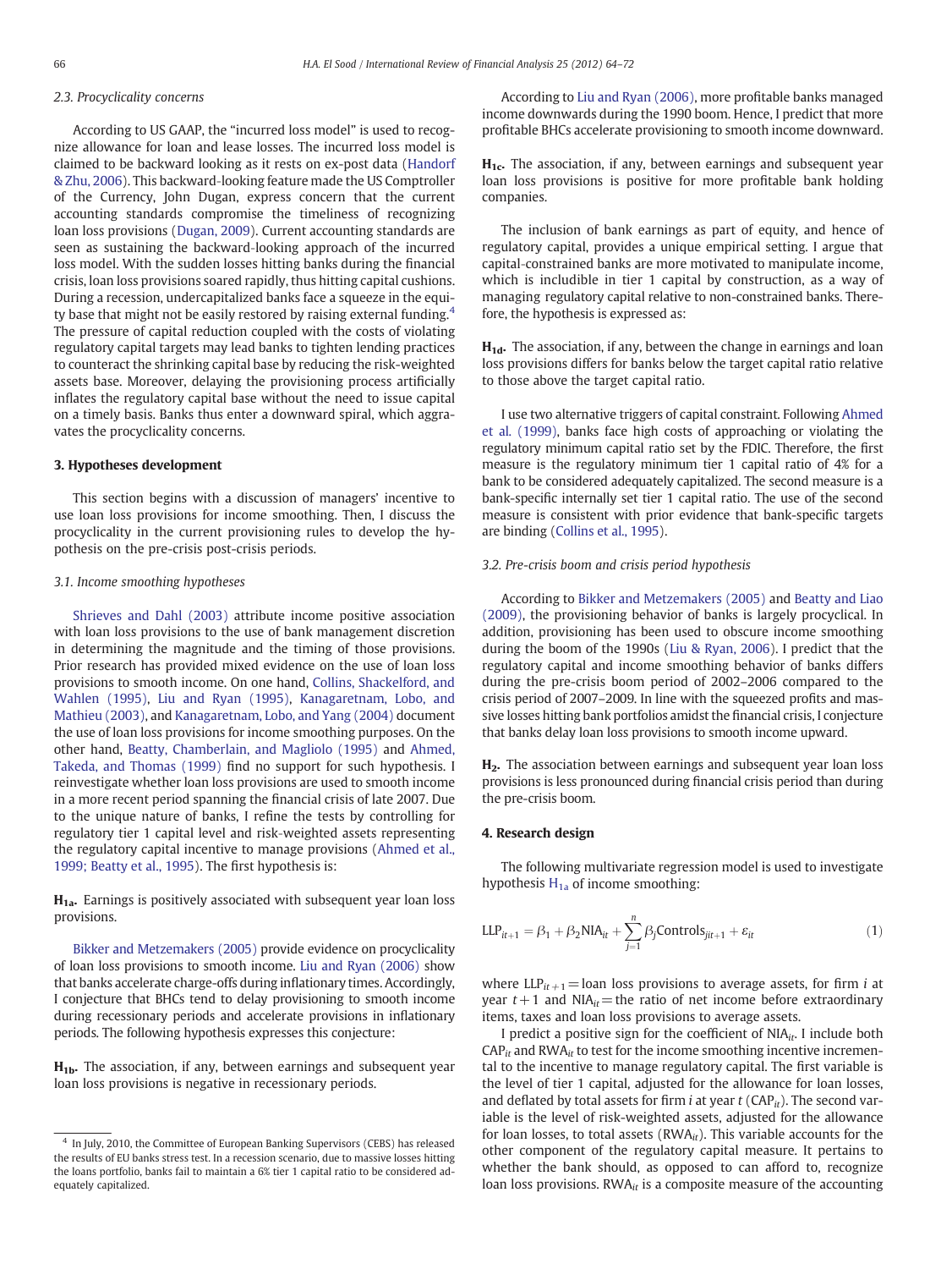### 2.3. Procyclicality concerns

According to US GAAP, the "incurred loss model" is used to recognize allowance for loan and lease losses. The incurred loss model is claimed to be backward looking as it rests on ex-post data (Handorf & Zhu, 2006). This backward-looking feature made the US Comptroller of the Currency, John Dugan, express concern that the current accounting standards compromise the timeliness of recognizing loan loss provisions (Dugan, 2009). Current accounting standards are seen as sustaining the backward-looking approach of the incurred loss model. With the sudden losses hitting banks during the financial crisis, loan loss provisions soared rapidly, thus hitting capital cushions. During a recession, undercapitalized banks face a squeeze in the equity base that might not be easily restored by raising external funding.[4] The pressure of capital reduction coupled with the costs of violating regulatory capital targets may lead banks to tighten lending practices to counteract the shrinking capital base by reducing the risk-weighted assets base. Moreover, delaying the provisioning process artificially inflates the regulatory capital base without the need to issue capital on a timely basis. Banks thus enter a downward spiral, which aggravates the procyclicality concerns.

## 3. Hypotheses development

This section begins with a discussion of managers' incentive to use loan loss provisions for income smoothing. Then, I discuss the procyclicality in the current provisioning rules to develop the hypothesis on the pre-crisis post-crisis periods.

### 3.1. Income smoothing hypotheses

Shrieves and Dahl (2003) attribute income positive association with loan loss provisions to the use of bank management discretion in determining the magnitude and the timing of those provisions. Prior research has provided mixed evidence on the use of loan loss provisions to smooth income. On one hand, Collins, Shackelford, and Wahlen (1995), Liu and Ryan (1995), Kanagaretnam, Lobo, and Mathieu (2003), and Kanagaretnam, Lobo, and Yang (2004) document the use of loan loss provisions for income smoothing purposes. On the other hand, Beatty, Chamberlain, and Magliolo (1995) and Ahmed, Takeda, and Thomas (1999) find no support for such hypothesis. I reinvestigate whether loan loss provisions are used to smooth income in a more recent period spanning the financial crisis of late 2007. Due to the unique nature of banks, I refine the tests by controlling for regulatory tier 1 capital level and risk-weighted assets representing the regulatory capital incentive to manage provisions (Ahmed et al., 1999; Beatty et al., 1995). The first hypothesis is:

**$H_{1a}$.** Earnings is positively associated with subsequent year loan loss provisions.

Bikker and Metzemakers (2005) provide evidence on procyclicality of loan loss provisions to smooth income. Liu and Ryan (2006) show that banks accelerate charge-offs during inflationary times. Accordingly, I conjecture that BHCs tend to delay provisioning to smooth income during recessionary periods and accelerate provisions in inflationary periods. The following hypothesis expresses this conjecture:

**$H_{1b}$.** The association, if any, between earnings and subsequent year loan loss provisions is negative in recessionary periods.

According to Liu and Ryan (2006), more profitable banks managed income downwards during the 1990 boom. Hence, I predict that more profitable BHCs accelerate provisioning to smooth income downward.

**$H_{1c}$.** The association, if any, between earnings and subsequent year loan loss provisions is positive for more profitable bank holding companies.

The inclusion of bank earnings as part of equity, and hence of regulatory capital, provides a unique empirical setting. I argue that capital-constrained banks are more motivated to manipulate income, which is includible in tier 1 capital by construction, as a way of managing regulatory capital relative to non-constrained banks. Therefore, the hypothesis is expressed as:

**$H_{1d}$.** The association, if any, between the change in earnings and loan loss provisions differs for banks below the target capital ratio relative to those above the target capital ratio.

I use two alternative triggers of capital constraint. Following Ahmed et al. (1999), banks face high costs of approaching or violating the regulatory minimum capital ratio set by the FDIC. Therefore, the first measure is the regulatory minimum tier 1 capital ratio of 4% for a bank to be considered adequately capitalized. The second measure is a bank-specific internally set tier 1 capital ratio. The use of the second measure is consistent with prior evidence that bank-specific targets are binding (Collins et al., 1995).

### 3.2. Pre-crisis boom and crisis period hypothesis

According to Bikker and Metzemakers (2005) and Beatty and Liao (2009), the provisioning behavior of banks is largely procyclical. In addition, provisioning has been used to obscure income smoothing during the boom of the 1990s (Liu & Ryan, 2006). I predict that the regulatory capital and income smoothing behavior of banks differs during the pre-crisis boom period of 2002–2006 compared to the crisis period of 2007–2009. In line with the squeezed profits and massive losses hitting banks amidst the financial crisis, I conjecture that banks delay loan loss provisions to smooth income upward.

**$H_2$.** The association between earnings and subsequent year loan loss provisions is less pronounced during financial crisis period than during the pre-crisis boom.

## 4. Research design

The following multivariate regression model is used to investigate hypothesis $H_{1a}$ of income smoothing:

$$\text{LLP}_{it+1} = \beta_1 + \beta_2 \text{NIA}_{it} + \sum_{j=1}^{n} \beta_j \text{Controls}_{jit+1} + \varepsilon_{it} \tag{1}$$

where $\text{LLP}_{it+1}$ = loan loss provisions to average assets, for firm $i$ at year $t+1$ and $\text{NIA}_{it}$ = the ratio of net income before extraordinary items, taxes and loan loss provisions to average assets.

I predict a positive sign for the coefficient of $\text{NIA}_{it}$. I include both $\text{CAP}_{it}$ and $\text{RWA}_{it}$ to test for the income smoothing incentive incremental to the incentive to manage regulatory capital. The first variable is the level of tier 1 capital, adjusted for the allowance for loan losses, and deflated by total assets for firm $i$ at year $t$ ($\text{CAP}_{it}$). The second variable is the level of risk-weighted assets, adjusted for the allowance for loan losses, to total assets ($\text{RWA}_{it}$). This variable accounts for the other component of the regulatory capital measure. It pertains to whether the bank should, as opposed to can afford to, recognize loan loss provisions. $\text{RWA}_{it}$ is a composite measure of the accounting

[4] In July, 2010, the Committee of European Banking Supervisors (CEBS) has released the results of EU banks stress test. In a recession scenario, due to massive losses hitting the loans portfolio, banks fail to maintain a 6% tier 1 capital ratio to be considered adequately capitalized.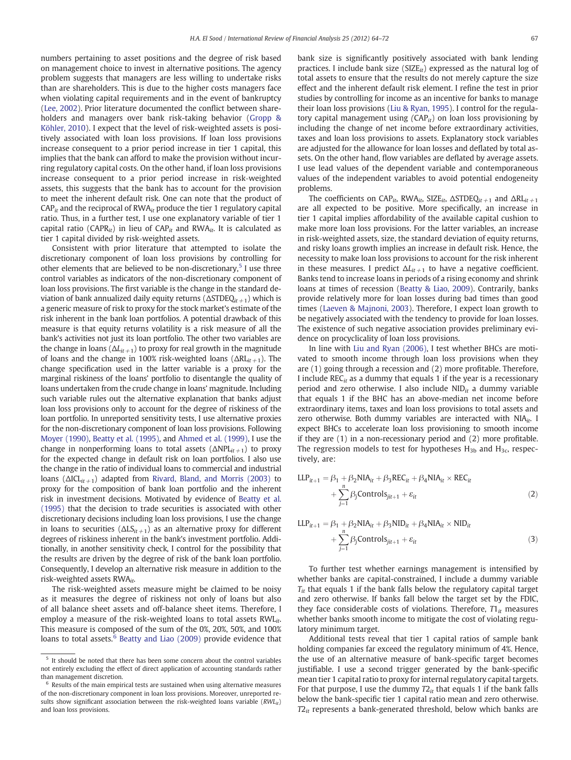numbers pertaining to asset positions and the degree of risk based on management choice to invest in alternative positions. The agency problem suggests that managers are less willing to undertake risks than are shareholders. This is due to the higher costs managers face when violating capital requirements and in the event of bankruptcy (Lee, 2002). Prior literature documented the conflict between shareholders and managers over bank risk-taking behavior (Gropp & Köhler, 2010). I expect that the level of risk-weighted assets is positively associated with loan loss provisions. If loan loss provisions increase consequent to a prior period increase in tier 1 capital, this implies that the bank can afford to make the provision without incurring regulatory capital costs. On the other hand, if loan loss provisions increase consequent to a prior period increase in risk-weighted assets, this suggests that the bank has to account for the provision to meet the inherent default risk. One can note that the product of $CAP_{it}$ and the reciprocal of $RWA_{it}$ produce the tier 1 regulatory capital ratio. Thus, in a further test, I use one explanatory variable of tier 1 capital ratio ($CAPR_{it}$) in lieu of $CAP_{it}$ and $RWA_{it}$. It is calculated as tier 1 capital divided by risk-weighted assets.

Consistent with prior literature that attempted to isolate the discretionary component of loan loss provisions by controlling for other elements that are believed to be non-discretionary,[5] I use three control variables as indicators of the non-discretionary component of loan loss provisions. The first variable is the change in the standard deviation of bank annualized daily equity returns ($\Delta STDEQ_{it+1}$) which is a generic measure of risk to proxy for the stock market's estimate of the risk inherent in the bank loan portfolios. A potential drawback of this measure is that equity returns volatility is a risk measure of all the bank's activities not just its loan portfolio. The other two variables are the change in loans ($\Delta L_{it+1}$) to proxy for real growth in the magnitude of loans and the change in 100% risk-weighted loans ($\Delta RL_{it+1}$). The change specification used in the latter variable is a proxy for the marginal riskiness of the loans' portfolio to disentangle the quality of loans undertaken from the crude change in loans' magnitude. Including such variable rules out the alternative explanation that banks adjust loan loss provisions only to account for the degree of riskiness of the loan portfolio. In unreported sensitivity tests, I use alternative proxies for the non-discretionary component of loan loss provisions. Following Moyer (1990), Beatty et al. (1995), and Ahmed et al. (1999), I use the change in nonperforming loans to total assets ($\Delta NPL_{it+1}$) to proxy for the expected change in default risk on loan portfolios. I also use the change in the ratio of individual loans to commercial and industrial loans ($\Delta ICL_{it+1}$) adapted from Rivard, Bland, and Morris (2003) to proxy for the composition of bank loan portfolio and the inherent risk in investment decisions. Motivated by evidence of Beatty et al. (1995) that the decision to trade securities is associated with other discretionary decisions including loan loss provisions, I use the change in loans to securities ($\Delta LS_{it+1}$) as an alternative proxy for different degrees of riskiness inherent in the bank's investment portfolio. Additionally, in another sensitivity check, I control for the possibility that the results are driven by the degree of risk of the bank loan portfolio. Consequently, I develop an alternative risk measure in addition to the risk-weighted assets $RWA_{it}$.

The risk-weighted assets measure might be claimed to be noisy as it measures the degree of riskiness not only of loans but also of all balance sheet assets and off-balance sheet items. Therefore, I employ a measure of the risk-weighted loans to total assets $RWL_{it}$. This measure is composed of the sum of the 0%, 20%, 50%, and 100% loans to total assets.[6] Beatty and Liao (2009) provide evidence that bank size is significantly positively associated with bank lending practices. I include bank size ($SIZE_{it}$) expressed as the natural log of total assets to ensure that the results do not merely capture the size effect and the inherent default risk element. I refine the test in prior studies by controlling for income as an incentive for banks to manage their loan loss provisions (Liu & Ryan, 1995). I control for the regulatory capital management using ($CAP_{it}$) on loan loss provisioning by including the change of net income before extraordinary activities, taxes and loan loss provisions to assets. Explanatory stock variables are adjusted for the allowance for loan losses and deflated by total assets. On the other hand, flow variables are deflated by average assets. I use lead values of the dependent variable and contemporaneous values of the independent variables to avoid potential endogeneity problems.

The coefficients on $CAP_{it}$, $RWA_{it}$, $SIZE_{it}$, $\Delta STDEQ_{it+1}$ and $\Delta RL_{it+1}$ are all expected to be positive. More specifically, an increase in tier 1 capital implies affordability of the available capital cushion to make more loan loss provisions. For the latter variables, an increase in risk-weighted assets, size, the standard deviation of equity returns, and risky loans growth implies an increase in default risk. Hence, the necessity to make loan loss provisions to account for the risk inherent in these measures. I predict $\Delta L_{it+1}$ to have a negative coefficient. Banks tend to increase loans in periods of a rising economy and shrink loans at times of recession (Beatty & Liao, 2009). Contrarily, banks provide relatively more for loan losses during bad times than good times (Laeven & Majnoni, 2003). Therefore, I expect loan growth to be negatively associated with the tendency to provide for loan losses. The existence of such negative association provides preliminary evidence on procyclicality of loan loss provisions.

In line with Liu and Ryan (2006), I test whether BHCs are motivated to smooth income through loan loss provisions when they are (1) going through a recession and (2) more profitable. Therefore, I include $REC_{it}$ as a dummy that equals 1 if the year is a recessionary period and zero otherwise. I also include $NID_{it}$ a dummy variable that equals 1 if the BHC has an above-median net income before extraordinary items, taxes and loan loss provisions to total assets and zero otherwise. Both dummy variables are interacted with $NIA_{it}$. I expect BHCs to accelerate loan loss provisioning to smooth income if they are (1) in a non-recessionary period and (2) more profitable. The regression models to test for hypotheses $H_{3b}$ and $H_{3c}$, respectively, are:

$$LLP_{it+1} = \beta_1 + \beta_2 NIA_{it} + \beta_3 REC_{it} + \beta_4 NIA_{it} \times REC_{it} + \sum_{j=1}^{n} \beta_j Controls_{jit+1} + \varepsilon_{it} \tag{2}$$

$$LLP_{it+1} = \beta_1 + \beta_2 NIA_{it} + \beta_3 NID_{it} + \beta_4 NIA_{it} \times NID_{it} + \sum_{j=1}^{n} \beta_j Controls_{jit+1} + \varepsilon_{it} \tag{3}$$

To further test whether earnings management is intensified by whether banks are capital-constrained, I include a dummy variable $T_{it}$ that equals 1 if the bank falls below the regulatory capital target and zero otherwise. If banks fall below the target set by the FDIC, they face considerable costs of violations. Therefore, $T1_{it}$ measures whether banks smooth income to mitigate the cost of violating regulatory minimum target.

Additional tests reveal that tier 1 capital ratios of sample bank holding companies far exceed the regulatory minimum of 4%. Hence, the use of an alternative measure of bank-specific target becomes justifiable. I use a second trigger generated by the bank-specific mean tier 1 capital ratio to proxy for internal regulatory capital targets. For that purpose, I use the dummy $T2_{it}$ that equals 1 if the bank falls below the bank-specific tier 1 capital ratio mean and zero otherwise. $T2_{it}$ represents a bank-generated threshold, below which banks are

---

[5] It should be noted that there has been some concern about the control variables not entirely excluding the effect of direct application of accounting standards rather than management discretion.

[6] Results of the main empirical tests are sustained when using alternative measures of the non-discretionary component in loan loss provisions. Moreover, unreported results show significant association between the risk-weighted loans variable ($RWL_{it}$) and loan loss provisions.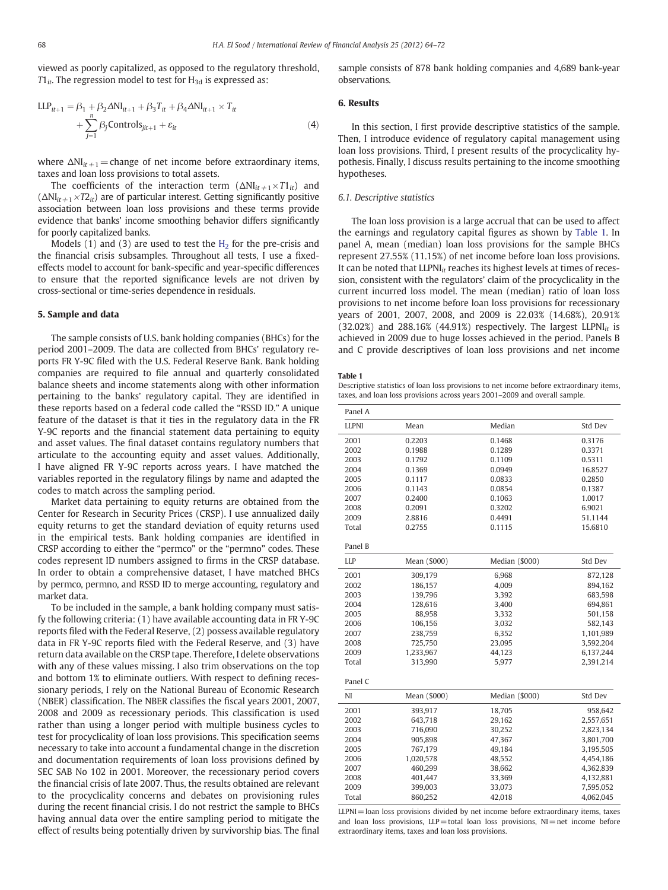viewed as poorly capitalized, as opposed to the regulatory threshold, $T1_{it}$. The regression model to test for $H_{3d}$ is expressed as:

$$\mathrm{LLP}_{it+1} = \beta_1 + \beta_2 \Delta\mathrm{NI}_{it+1} + \beta_3 T_{it} + \beta_4 \Delta\mathrm{NI}_{it+1} \times T_{it} + \sum_{j=1}^{n} \beta_j \mathrm{Controls}_{jit+1} + \varepsilon_{it} \tag{4}$$

where $\Delta\mathrm{NI}_{it+1}$ = change of net income before extraordinary items, taxes and loan loss provisions to total assets.

The coefficients of the interaction term $(\Delta\mathrm{NI}_{it+1} \times T1_{it})$ and $(\Delta\mathrm{NI}_{it+1} \times T2_{it})$ are of particular interest. Getting significantly positive association between loan loss provisions and these terms provide evidence that banks' income smoothing behavior differs significantly for poorly capitalized banks.

Models (1) and (3) are used to test the $H_2$ for the pre-crisis and the financial crisis subsamples. Throughout all tests, I use a fixed-effects model to account for bank-specific and year-specific differences to ensure that the reported significance levels are not driven by cross-sectional or time-series dependence in residuals.

## 5. Sample and data

The sample consists of U.S. bank holding companies (BHCs) for the period 2001–2009. The data are collected from BHCs' regulatory reports FR Y-9C filed with the U.S. Federal Reserve Bank. Bank holding companies are required to file annual and quarterly consolidated balance sheets and income statements along with other information pertaining to the banks' regulatory capital. They are identified in these reports based on a federal code called the "RSSD ID." A unique feature of the dataset is that it ties in the regulatory data in the FR Y-9C reports and the financial statement data pertaining to equity and asset values. The final dataset contains regulatory numbers that articulate to the accounting equity and asset values. Additionally, I have aligned FR Y-9C reports across years. I have matched the variables reported in the regulatory filings by name and adapted the codes to match across the sampling period.

Market data pertaining to equity returns are obtained from the Center for Research in Security Prices (CRSP). I use annualized daily equity returns to get the standard deviation of equity returns used in the empirical tests. Bank holding companies are identified in CRSP according to either the "permco" or the "permno" codes. These codes represent ID numbers assigned to firms in the CRSP database. In order to obtain a comprehensive dataset, I have matched BHCs by permco, permno, and RSSD ID to merge accounting, regulatory and market data.

To be included in the sample, a bank holding company must satisfy the following criteria: (1) have available accounting data in FR Y-9C reports filed with the Federal Reserve, (2) possess available regulatory data in FR Y-9C reports filed with the Federal Reserve, and (3) have return data available on the CRSP tape. Therefore, I delete observations with any of these values missing. I also trim observations on the top and bottom 1% to eliminate outliers. With respect to defining recessionary periods, I rely on the National Bureau of Economic Research (NBER) classification. The NBER classifies the fiscal years 2001, 2007, 2008 and 2009 as recessionary periods. This classification is used rather than using a longer period with multiple business cycles to test for procyclicality of loan loss provisions. This specification seems necessary to take into account a fundamental change in the discretion and documentation requirements of loan loss provisions defined by SEC SAB No 102 in 2001. Moreover, the recessionary period covers the financial crisis of late 2007. Thus, the results obtained are relevant to the procyclicality concerns and debates on provisioning rules during the recent financial crisis. I do not restrict the sample to BHCs having annual data over the entire sampling period to mitigate the effect of results being potentially driven by survivorship bias. The final sample consists of 878 bank holding companies and 4,689 bank-year observations.

## 6. Results

In this section, I first provide descriptive statistics of the sample. Then, I introduce evidence of regulatory capital management using loan loss provisions. Third, I present results of the procyclicality hypothesis. Finally, I discuss results pertaining to the income smoothing hypotheses.

### 6.1. Descriptive statistics

The loan loss provision is a large accrual that can be used to affect the earnings and regulatory capital figures as shown by Table 1. In panel A, mean (median) loan loss provisions for the sample BHCs represent 27.55% (11.15%) of net income before loan loss provisions. It can be noted that $\mathrm{LLPNI}_{it}$ reaches its highest levels at times of recession, consistent with the regulators' claim of the procyclicality in the current incurred loss model. The mean (median) ratio of loan loss provisions to net income before loan loss provisions for recessionary years of 2001, 2007, 2008, and 2009 is 22.03% (14.68%), 20.91% (32.02%) and 288.16% (44.91%) respectively. The largest $\mathrm{LLPNI}_{it}$ is achieved in 2009 due to huge losses achieved in the period. Panels B and C provide descriptives of loan loss provisions and net income

**Table 1**
Descriptive statistics of loan loss provisions to net income before extraordinary items, taxes, and loan loss provisions across years 2001–2009 and overall sample.

| Panel A | | | |
|---|---|---|---|
| LLPNI | Mean | Median | Std Dev |
| 2001 | 0.2203 | 0.1468 | 0.3176 |
| 2002 | 0.1988 | 0.1289 | 0.3371 |
| 2003 | 0.1792 | 0.1109 | 0.5311 |
| 2004 | 0.1369 | 0.0949 | 16.8527 |
| 2005 | 0.1117 | 0.0833 | 0.2850 |
| 2006 | 0.1143 | 0.0854 | 0.1387 |
| 2007 | 0.2400 | 0.1063 | 1.0017 |
| 2008 | 0.2091 | 0.3202 | 6.9021 |
| 2009 | 2.8816 | 0.4491 | 51.1144 |
| Total | 0.2755 | 0.1115 | 15.6810 |
| **Panel B** | | | |
| LLP | Mean ($000) | Median ($000) | Std Dev |
| 2001 | 309,179 | 6,968 | 872,128 |
| 2002 | 186,157 | 4,009 | 894,162 |
| 2003 | 139,796 | 3,392 | 683,598 |
| 2004 | 128,616 | 3,400 | 694,861 |
| 2005 | 88,958 | 3,332 | 501,158 |
| 2006 | 106,156 | 3,032 | 582,143 |
| 2007 | 238,759 | 6,352 | 1,101,989 |
| 2008 | 725,750 | 23,095 | 3,592,204 |
| 2009 | 1,233,967 | 44,123 | 6,137,244 |
| Total | 313,990 | 5,977 | 2,391,214 |
| **Panel C** | | | |
| NI | Mean ($000) | Median ($000) | Std Dev |
| 2001 | 393,917 | 18,705 | 958,642 |
| 2002 | 643,718 | 29,162 | 2,557,651 |
| 2003 | 716,090 | 30,252 | 2,823,134 |
| 2004 | 905,898 | 47,367 | 3,801,700 |
| 2005 | 767,179 | 49,184 | 3,195,505 |
| 2006 | 1,020,578 | 48,552 | 4,454,186 |
| 2007 | 460,299 | 38,662 | 4,362,839 |
| 2008 | 401,447 | 33,369 | 4,132,881 |
| 2009 | 399,003 | 33,073 | 7,595,052 |
| Total | 860,252 | 42,018 | 4,062,045 |

LLPNI = loan loss provisions divided by net income before extraordinary items, taxes and loan loss provisions, LLP = total loan loss provisions, NI = net income before extraordinary items, taxes and loan loss provisions.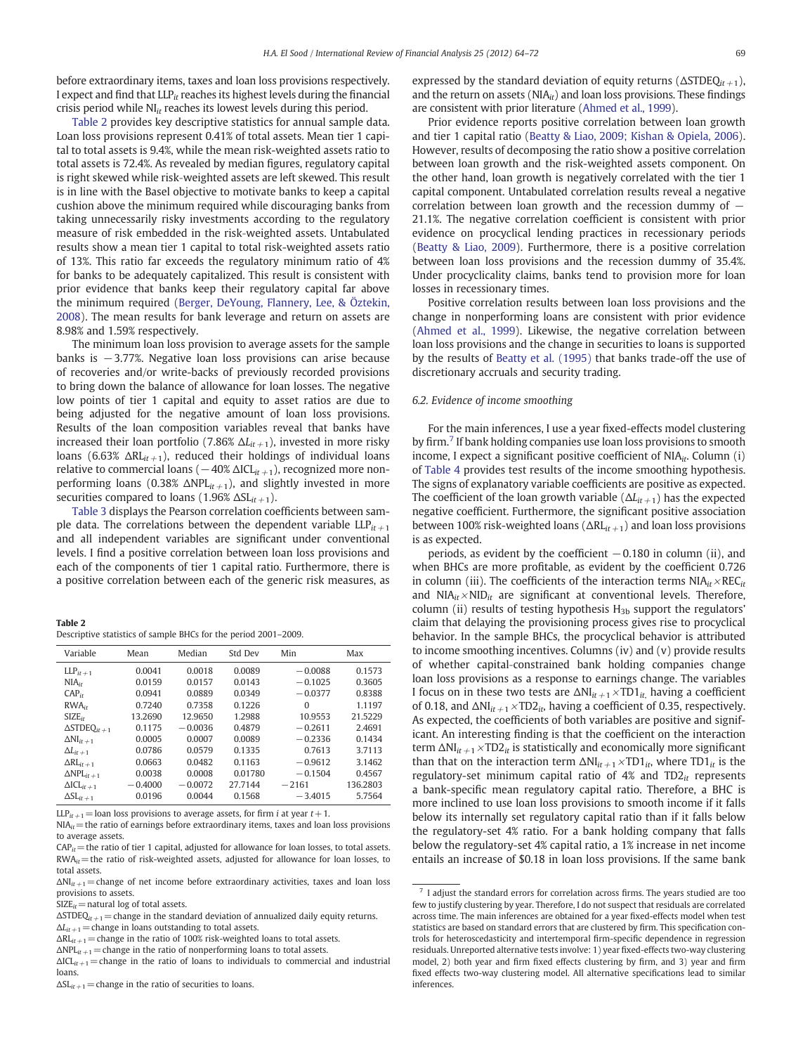before extraordinary items, taxes and loan loss provisions respectively. I expect and find that $LLP_{it}$ reaches its highest levels during the financial crisis period while $NI_{it}$ reaches its lowest levels during this period.

Table 2 provides key descriptive statistics for annual sample data. Loan loss provisions represent 0.41% of total assets. Mean tier 1 capital to total assets is 9.4%, while the mean risk-weighted assets ratio to total assets is 72.4%. As revealed by median figures, regulatory capital is right skewed while risk-weighted assets are left skewed. This result is in line with the Basel objective to motivate banks to keep a capital cushion above the minimum required while discouraging banks from taking unnecessarily risky investments according to the regulatory measure of risk embedded in the risk-weighted assets. Untabulated results show a mean tier 1 capital to total risk-weighted assets ratio of 13%. This ratio far exceeds the regulatory minimum ratio of 4% for banks to be adequately capitalized. This result is consistent with prior evidence that banks keep their regulatory capital far above the minimum required (Berger, DeYoung, Flannery, Lee, & Öztekin, 2008). The mean results for bank leverage and return on assets are 8.98% and 1.59% respectively.

The minimum loan loss provision to average assets for the sample banks is −3.77%. Negative loan loss provisions can arise because of recoveries and/or write-backs of previously recorded provisions to bring down the balance of allowance for loan losses. The negative low points of tier 1 capital and equity to asset ratios are due to being adjusted for the negative amount of loan loss provisions. Results of the loan composition variables reveal that banks have increased their loan portfolio (7.86% $\Delta L_{it+1}$), invested in more risky loans (6.63% $\Delta RL_{it+1}$), reduced their holdings of individual loans relative to commercial loans (−40% $\Delta ICL_{it+1}$), recognized more non-performing loans (0.38% $\Delta NPL_{it+1}$), and slightly invested in more securities compared to loans (1.96% $\Delta SL_{it+1}$).

Table 3 displays the Pearson correlation coefficients between sample data. The correlations between the dependent variable $LLP_{it+1}$ and all independent variables are significant under conventional levels. I find a positive correlation between loan loss provisions and each of the components of tier 1 capital ratio. Furthermore, there is a positive correlation between each of the generic risk measures, as expressed by the standard deviation of equity returns ($\Delta STDEQ_{it+1}$), and the return on assets ($NIA_{it}$) and loan loss provisions. These findings are consistent with prior literature (Ahmed et al., 1999).

Prior evidence reports positive correlation between loan growth and tier 1 capital ratio (Beatty & Liao, 2009; Kishan & Opiela, 2006). However, results of decomposing the ratio show a positive correlation between loan growth and the risk-weighted assets component. On the other hand, loan growth is negatively correlated with the tier 1 capital component. Untabulated correlation results reveal a negative correlation between loan growth and the recession dummy of −21.1%. The negative correlation coefficient is consistent with prior evidence on procyclical lending practices in recessionary periods (Beatty & Liao, 2009). Furthermore, there is a positive correlation between loan loss provisions and the recession dummy of 35.4%. Under procyclicality claims, banks tend to provision more for loan losses in recessionary times.

Positive correlation results between loan loss provisions and the change in nonperforming loans are consistent with prior evidence (Ahmed et al., 1999). Likewise, the negative correlation between loan loss provisions and the change in securities to loans is supported by the results of Beatty et al. (1995) that banks trade-off the use of discretionary accruals and security trading.

**Table 2**
Descriptive statistics of sample BHCs for the period 2001–2009.

| Variable | Mean | Median | Std Dev | Min | Max |
|---|---|---|---|---|---|
| $LLP_{it+1}$ | 0.0041 | 0.0018 | 0.0089 | −0.0088 | 0.1573 |
| $NIA_{it}$ | 0.0159 | 0.0157 | 0.0143 | −0.1025 | 0.3605 |
| $CAP_{it}$ | 0.0941 | 0.0889 | 0.0349 | −0.0377 | 0.8388 |
| $RWA_{it}$ | 0.7240 | 0.7358 | 0.1226 | 0 | 1.1197 |
| $SIZE_{it}$ | 13.2690 | 12.9650 | 1.2988 | 10.9553 | 21.5229 |
| $\Delta STDEQ_{it+1}$ | 0.1175 | −0.0036 | 0.4879 | −0.2611 | 2.4691 |
| $\Delta NI_{it+1}$ | 0.0005 | 0.0007 | 0.0089 | −0.2336 | 0.1434 |
| $\Delta L_{it+1}$ | 0.0786 | 0.0579 | 0.1335 | 0.7613 | 3.7113 |
| $\Delta RL_{it+1}$ | 0.0663 | 0.0482 | 0.1163 | −0.9612 | 3.1462 |
| $\Delta NPL_{it+1}$ | 0.0038 | 0.0008 | 0.01780 | −0.1504 | 0.4567 |
| $\Delta ICL_{it+1}$ | −0.4000 | −0.0072 | 27.7144 | −2161 | 136.2803 |
| $\Delta SL_{it+1}$ | 0.0196 | 0.0044 | 0.1568 | −3.4015 | 5.7564 |

$LLP_{it+1}$ = loan loss provisions to average assets, for firm $i$ at year $t+1$.
$NIA_{it}$ = the ratio of earnings before extraordinary items, taxes and loan loss provisions to average assets.
$CAP_{it}$ = the ratio of tier 1 capital, adjusted for allowance for loan losses, to total assets.
$RWA_{it}$ = the ratio of risk-weighted assets, adjusted for allowance for loan losses, to total assets.
$\Delta NI_{it+1}$ = change of net income before extraordinary activities, taxes and loan loss provisions to assets.
$SIZE_{it}$ = natural log of total assets.
$\Delta STDEQ_{it+1}$ = change in the standard deviation of annualized daily equity returns.
$\Delta L_{it+1}$ = change in loans outstanding to total assets.
$\Delta RL_{it+1}$ = change in the ratio of 100% risk-weighted loans to total assets.
$\Delta NPL_{it+1}$ = change in the ratio of nonperforming loans to total assets.
$\Delta ICL_{it+1}$ = change in the ratio of loans to individuals to commercial and industrial loans.
$\Delta SL_{it+1}$ = change in the ratio of securities to loans.

### 6.2. Evidence of income smoothing

For the main inferences, I use a year fixed-effects model clustering by firm.[7] If bank holding companies use loan loss provisions to smooth income, I expect a significant positive coefficient of $NIA_{it}$. Column (i) of Table 4 provides test results of the income smoothing hypothesis. The signs of explanatory variable coefficients are positive as expected. The coefficient of the loan growth variable ($\Delta L_{it+1}$) has the expected negative coefficient. Furthermore, the significant positive association between 100% risk-weighted loans ($\Delta RL_{it+1}$) and loan loss provisions is as expected.

periods, as evident by the coefficient −0.180 in column (ii), and when BHCs are more profitable, as evident by the coefficient 0.726 in column (iii). The coefficients of the interaction terms $NIA_{it} \times REC_{it}$ and $NIA_{it} \times NID_{it}$ are significant at conventional levels. Therefore, column (ii) results of testing hypothesis $H_{3b}$ support the regulators' claim that delaying the provisioning process gives rise to procyclical behavior. In the sample BHCs, the procyclical behavior is attributed to income smoothing incentives. Columns (iv) and (v) provide results of whether capital-constrained bank holding companies change loan loss provisions as a response to earnings change. The variables I focus on in these two tests are $\Delta NI_{it+1} \times TD1_{it}$, having a coefficient of 0.18, and $\Delta NI_{it+1} \times TD2_{it}$, having a coefficient of 0.35, respectively. As expected, the coefficients of both variables are positive and significant. An interesting finding is that the coefficient on the interaction term $\Delta NI_{it+1} \times TD2_{it}$ is statistically and economically more significant than that on the interaction term $\Delta NI_{it+1} \times TD1_{it}$, where $TD1_{it}$ is the regulatory-set minimum capital ratio of 4% and $TD2_{it}$ represents a bank-specific mean regulatory capital ratio. Therefore, a BHC is more inclined to use loan loss provisions to smooth income if it falls below its internally set regulatory capital ratio than if it falls below the regulatory-set 4% ratio. For a bank holding company that falls below the regulatory-set 4% capital ratio, a 1% increase in net income entails an increase of $0.18 in loan loss provisions. If the same bank

[7] I adjust the standard errors for correlation across firms. The years studied are too few to justify clustering by year. Therefore, I do not suspect that residuals are correlated across time. The main inferences are obtained for a year fixed-effects model when test statistics are based on standard errors that are clustered by firm. This specification controls for heteroscedasticity and intertemporal firm-specific dependence in regression residuals. Unreported alternative tests involve: 1) year fixed-effects two-way clustering model, 2) both year and firm fixed effects clustering by firm, and 3) year and firm fixed effects two-way clustering model. All alternative specifications lead to similar inferences.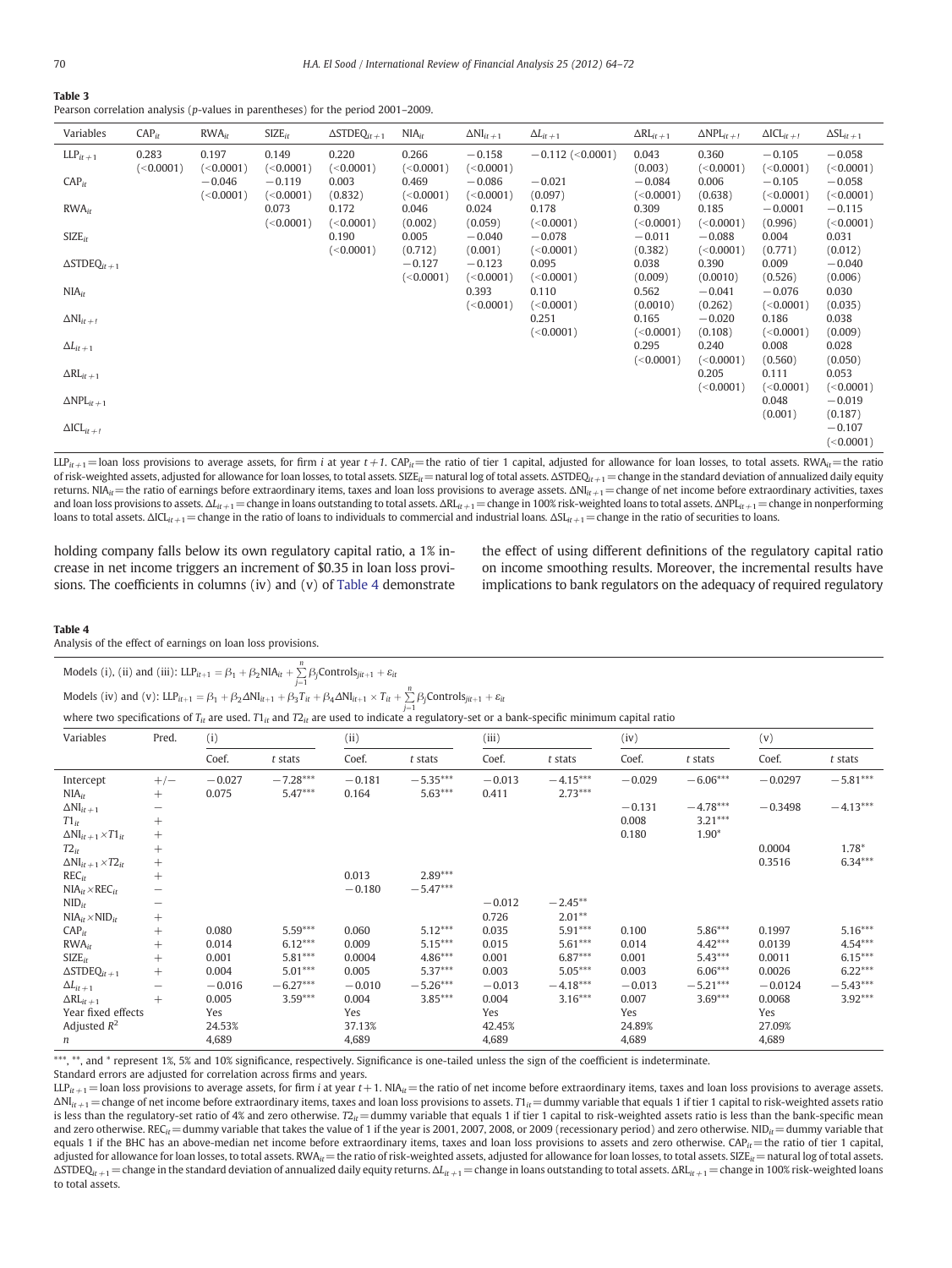**Table 3**

Pearson correlation analysis (p-values in parentheses) for the period 2001–2009.

| Variables | $CAP_{it}$ | $RWA_{it}$ | $SIZE_{it}$ | $\Delta STDEQ_{it+1}$ | $NIA_{it}$ | $\Delta NI_{it+1}$ | $\Delta L_{it+1}$ | $\Delta RL_{it+1}$ | $\Delta NPL_{it+1}$ | $\Delta ICL_{it+1}$ | $\Delta SL_{it+1}$ |
|---|---|---|---|---|---|---|---|---|---|---|---|
| $LLP_{it+1}$ | 0.283 (<0.0001) | 0.197 (<0.0001) | 0.149 (<0.0001) | 0.220 (<0.0001) | 0.266 (<0.0001) | −0.158 (<0.0001) | −0.112 (<0.0001) | 0.043 (0.003) | 0.360 (<0.0001) | −0.105 (<0.0001) | −0.058 (<0.0001) |
| $CAP_{it}$ | | −0.046 (<0.0001) | −0.119 (<0.0001) | 0.003 (0.832) | 0.469 (<0.0001) | −0.086 (<0.0001) | −0.021 (0.097) | −0.084 (<0.0001) | 0.006 (0.638) | −0.105 (<0.0001) | −0.058 (<0.0001) |
| $RWA_{it}$ | | | 0.073 (<0.0001) | 0.172 (<0.0001) | 0.046 (0.002) | 0.024 (0.059) | 0.178 (<0.0001) | 0.309 (<0.0001) | 0.185 (<0.0001) | −0.0001 (0.996) | −0.115 (<0.0001) |
| $SIZE_{it}$ | | | | 0.190 (<0.0001) | 0.005 (0.712) | −0.040 (0.001) | −0.078 (<0.0001) | −0.011 (0.382) | −0.088 (<0.0001) | 0.004 (0.771) | 0.031 (0.012) |
| $\Delta STDEQ_{it+1}$ | | | | | −0.127 (<0.0001) | −0.123 (<0.0001) | 0.095 (<0.0001) | 0.038 (0.009) | 0.390 (0.0010) | 0.009 (0.526) | −0.040 (0.006) |
| $NIA_{it}$ | | | | | | 0.393 (<0.0001) | 0.110 (<0.0001) | 0.562 (0.0010) | −0.041 (0.262) | −0.076 (<0.0001) | 0.030 (0.035) |
| $\Delta NI_{it+1}$ | | | | | | | 0.251 (<0.0001) | 0.165 (<0.0001) | −0.020 (0.108) | 0.186 (<0.0001) | 0.038 (0.009) |
| $\Delta L_{it+1}$ | | | | | | | | 0.295 (<0.0001) | 0.240 (<0.0001) | 0.008 (0.560) | 0.028 (0.050) |
| $\Delta RL_{it+1}$ | | | | | | | | | 0.205 (<0.0001) | 0.111 (<0.0001) | 0.053 (<0.0001) |
| $\Delta NPL_{it+1}$ | | | | | | | | | | 0.048 (0.001) | −0.019 (0.187) |
| $\Delta ICL_{it+1}$ | | | | | | | | | | | −0.107 (<0.0001) |

$LLP_{it+1}$ = loan loss provisions to average assets, for firm i at year t+1. $CAP_{it}$ = the ratio of tier 1 capital, adjusted for allowance for loan losses, to total assets. $RWA_{it}$ = the ratio of risk-weighted assets, adjusted for allowance for loan losses, to total assets. $SIZE_{it}$ = natural log of total assets. $\Delta STDEQ_{it+1}$ = change in the standard deviation of annualized daily equity returns. $NIA_{it}$ = the ratio of earnings before extraordinary items, taxes and loan loss provisions to average assets. $\Delta NI_{it+1}$ = change of net income before extraordinary activities, taxes and loan loss provisions to assets. $\Delta L_{it+1}$ = change in loans outstanding to total assets. $\Delta RL_{it+1}$ = change in 100% risk-weighted loans to total assets. $\Delta NPL_{it+1}$ = change in nonperforming loans to total assets. $\Delta ICL_{it+1}$ = change in the ratio of loans to individuals to commercial and industrial loans. $\Delta SL_{it+1}$ = change in the ratio of securities to loans.

holding company falls below its own regulatory capital ratio, a 1% increase in net income triggers an increment of $0.35 in loan loss provisions. The coefficients in columns (iv) and (v) of Table 4 demonstrate the effect of using different definitions of the regulatory capital ratio on income smoothing results. Moreover, the incremental results have implications to bank regulators on the adequacy of required regulatory

**Table 4**

Analysis of the effect of earnings on loan loss provisions.

Models (i), (ii) and (iii): $LLP_{it+1} = \beta_1 + \beta_2 NIA_{it} + \sum_{j=1}^{n} \beta_j Controls_{jit+1} + \varepsilon_{it}$

Models (iv) and (v): $LLP_{it+1} = \beta_1 + \beta_2 \Delta NI_{it+1} + \beta_3 T_{it} + \beta_4 \Delta NI_{it+1} \times T_{it} + \sum_{j=1}^{n} \beta_j Controls_{jit+1} + \varepsilon_{it}$

where two specifications of $T_{it}$ are used. $T1_{it}$ and $T2_{it}$ are used to indicate a regulatory-set or a bank-specific minimum capital ratio

| Variables | Pred. | (i) | | (ii) | | (iii) | | (iv) | | (v) | |
|---|---|---|---|---|---|---|---|---|---|---|---|
| | | Coef. | t stats | Coef. | t stats | Coef. | t stats | Coef. | t stats | Coef. | t stats |
| Intercept | +/− | −0.027 | −7.28*** | −0.181 | −5.35*** | −0.013 | −4.15*** | −0.029 | −6.06*** | −0.0297 | −5.81*** |
| $NIA_{it}$ | + | 0.075 | 5.47*** | 0.164 | 5.63*** | 0.411 | 2.73*** | | | | |
| $\Delta NI_{it+1}$ | − | | | | | | | −0.131 | −4.78*** | −0.3498 | −4.13*** |
| $T1_{it}$ | + | | | | | | | 0.008 | 3.21*** | | |
| $\Delta NI_{it+1} \times T1_{it}$ | + | | | | | | | 0.180 | 1.90* | | |
| $T2_{it}$ | + | | | | | | | | | 0.0004 | 1.78* |
| $\Delta NI_{it+1} \times T2_{it}$ | + | | | | | | | | | 0.3516 | 6.34*** |
| $REC_{it}$ | + | | | 0.013 | 2.89*** | | | | | | |
| $NIA_{it} \times REC_{it}$ | − | | | −0.180 | −5.47*** | | | | | | |
| $NID_{it}$ | − | | | | | −0.012 | −2.45** | | | | |
| $NIA_{it} \times NID_{it}$ | + | | | | | 0.726 | 2.01** | | | | |
| $CAP_{it}$ | + | 0.080 | 5.59*** | 0.060 | 5.12*** | 0.035 | 5.91*** | 0.100 | 5.86*** | 0.1997 | 5.16*** |
| $RWA_{it}$ | + | 0.014 | 6.12*** | 0.009 | 5.15*** | 0.015 | 5.61*** | 0.014 | 4.42*** | 0.0139 | 4.54*** |
| $SIZE_{it}$ | + | 0.001 | 5.81*** | 0.0004 | 4.86*** | 0.001 | 6.87*** | 0.001 | 5.43*** | 0.0011 | 6.15*** |
| $\Delta STDEQ_{it+1}$ | + | 0.004 | 5.01*** | 0.005 | 5.37*** | 0.003 | 5.05*** | 0.003 | 6.06*** | 0.0026 | 6.22*** |
| $\Delta L_{it+1}$ | − | −0.016 | −6.27*** | −0.010 | −5.26*** | −0.013 | −4.18*** | −0.013 | −5.21*** | −0.0124 | −5.43*** |
| $\Delta RL_{it+1}$ | + | 0.005 | 3.59*** | 0.004 | 3.85*** | 0.004 | 3.16*** | 0.007 | 3.69*** | 0.0068 | 3.92*** |
| Year fixed effects | | Yes | | Yes | | Yes | | Yes | | Yes | |
| Adjusted $R^2$ | | 24.53% | | 37.13% | | 42.45% | | 24.89% | | 27.09% | |
| n | | 4,689 | | 4,689 | | 4,689 | | 4,689 | | 4,689 | |

***, **, and * represent 1%, 5% and 10% significance, respectively. Significance is one-tailed unless the sign of the coefficient is indeterminate.

Standard errors are adjusted for correlation across firms and years.

$LLP_{it+1}$ = loan loss provisions to average assets, for firm i at year t+1. $NIA_{it}$ = the ratio of net income before extraordinary items, taxes and loan loss provisions to average assets. $\Delta NI_{it+1}$ = change of net income before extraordinary items, taxes and loan loss provisions to assets. $T1_{it}$ = dummy variable that equals 1 if tier 1 capital to risk-weighted assets ratio is less than the regulatory-set ratio of 4% and zero otherwise. $T2_{it}$ = dummy variable that equals 1 if tier 1 capital to risk-weighted assets ratio is less than the bank-specific mean and zero otherwise. $REC_{it}$ = dummy variable that takes the value of 1 if the year is 2001, 2007, 2008, or 2009 (recessionary period) and zero otherwise. $NID_{it}$ = dummy variable that equals 1 if the BHC has an above-median net income before extraordinary items, taxes and loan loss provisions to assets and zero otherwise. $CAP_{it}$ = the ratio of tier 1 capital, adjusted for allowance for loan losses, to total assets. $RWA_{it}$ = the ratio of risk-weighted assets, adjusted for allowance for loan losses, to total assets. $SIZE_{it}$ = natural log of total assets. $\Delta STDEQ_{it+1}$ = change in the standard deviation of annualized daily equity returns. $\Delta L_{it+1}$ = change in loans outstanding to total assets. $\Delta RL_{it+1}$ = change in 100% risk-weighted loans to total assets.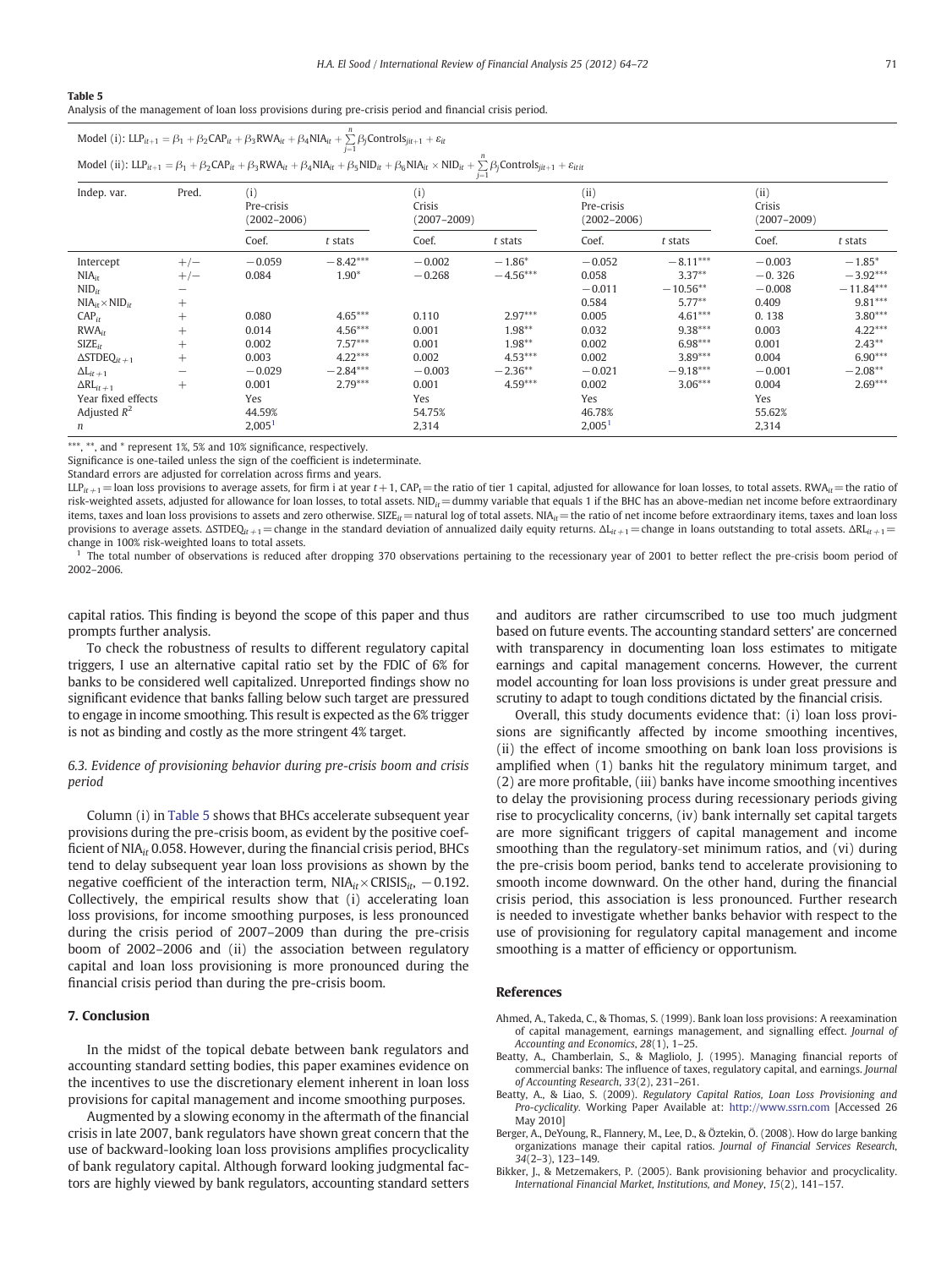**Table 5**
Analysis of the management of loan loss provisions during pre-crisis period and financial crisis period.

Model (i): $LLP_{it+1} = \beta_1 + \beta_2 CAP_{it} + \beta_3 RWA_{it} + \beta_4 NIA_{it} + \sum_{j=1}^{n} \beta_j Controls_{jit+1} + \varepsilon_{it}$

Model (ii): $LLP_{it+1} = \beta_1 + \beta_2 CAP_{it} + \beta_3 RWA_{it} + \beta_4 NIA_{it} + \beta_5 NID_{it} + \beta_6 NIA_{it} \times NID_{it} + \sum_{j=1}^{n} \beta_j Controls_{jit+1} + \varepsilon_{itit}$

| Indep. var. | Pred. | (i) Pre-crisis (2002–2006) | | (i) Crisis (2007–2009) | | (ii) Pre-crisis (2002–2006) | | (ii) Crisis (2007–2009) | |
|---|---|---|---|---|---|---|---|---|---|
| | | Coef. | *t* stats | Coef. | *t* stats | Coef. | *t* stats | Coef. | *t* stats |
| Intercept | +/− | −0.059 | −8.42*** | −0.002 | −1.86* | −0.052 | −8.11*** | −0.003 | −1.85* |
| $NIA_{it}$ | +/− | 0.084 | 1.90* | −0.268 | −4.56*** | 0.058 | 3.37** | −0. 326 | −3.92*** |
| $NID_{it}$ | − | | | | | −0.011 | −10.56** | −0.008 | −11.84*** |
| $NIA_{it} \times NID_{it}$ | + | | | | | 0.584 | 5.77** | 0.409 | 9.81*** |
| $CAP_{it}$ | + | 0.080 | 4.65*** | 0.110 | 2.97*** | 0.005 | 4.61*** | 0. 138 | 3.80*** |
| $RWA_{it}$ | + | 0.014 | 4.56*** | 0.001 | 1.98** | 0.032 | 9.38*** | 0.003 | 4.22*** |
| $SIZE_{it}$ | + | 0.002 | 7.57*** | 0.001 | 1.98** | 0.002 | 6.98*** | 0.001 | 2.43** |
| $\Delta STDEQ_{it+1}$ | + | 0.003 | 4.22*** | 0.002 | 4.53*** | 0.002 | 3.89*** | 0.004 | 6.90*** |
| $\Delta L_{it+1}$ | − | −0.029 | −2.84*** | −0.003 | −2.36** | −0.021 | −9.18*** | −0.001 | −2.08** |
| $\Delta RL_{it+1}$ | + | 0.001 | 2.79*** | 0.001 | 4.59*** | 0.002 | 3.06*** | 0.004 | 2.69*** |
| Year fixed effects | | Yes | | Yes | | Yes | | Yes | |
| Adjusted $R^2$ | | 44.59% | | 54.75% | | 46.78% | | 55.62% | |
| *n* | | 2,005[1] | | 2,314 | | 2,005[1] | | 2,314 | |

***, **, and * represent 1%, 5% and 10% significance, respectively.

Significance is one-tailed unless the sign of the coefficient is indeterminate.

Standard errors are adjusted for correlation across firms and years.

$LLP_{it+1}$ = loan loss provisions to average assets, for firm i at year $t+1$, $CAP_t$ = the ratio of tier 1 capital, adjusted for allowance for loan losses, to total assets. $RWA_{it}$ = the ratio of risk-weighted assets, adjusted for allowance for loan losses, to total assets. $NID_{it}$ = dummy variable that equals 1 if the BHC has an above-median net income before extraordinary items, taxes and loan loss provisions to assets and zero otherwise. $SIZE_{it}$ = natural log of total assets. $NIA_{it}$ = the ratio of net income before extraordinary items, taxes and loan loss provisions to average assets. $\Delta STDEQ_{it+1}$ = change in the standard deviation of annualized daily equity returns. $\Delta L_{it+1}$ = change in loans outstanding to total assets. $\Delta RL_{it+1}$ = change in 100% risk-weighted loans to total assets.

[1] The total number of observations is reduced after dropping 370 observations pertaining to the recessionary year of 2001 to better reflect the pre-crisis boom period of 2002–2006.

capital ratios. This finding is beyond the scope of this paper and thus prompts further analysis.

To check the robustness of results to different regulatory capital triggers, I use an alternative capital ratio set by the FDIC of 6% for banks to be considered well capitalized. Unreported findings show no significant evidence that banks falling below such target are pressured to engage in income smoothing. This result is expected as the 6% trigger is not as binding and costly as the more stringent 4% target.

### 6.3. Evidence of provisioning behavior during pre-crisis boom and crisis period

Column (i) in Table 5 shows that BHCs accelerate subsequent year provisions during the pre-crisis boom, as evident by the positive coefficient of $NIA_{it}$ 0.058. However, during the financial crisis period, BHCs tend to delay subsequent year loan loss provisions as shown by the negative coefficient of the interaction term, $NIA_{it} \times CRISIS_{it}$, −0.192. Collectively, the empirical results show that (i) accelerating loan loss provisions, for income smoothing purposes, is less pronounced during the crisis period of 2007–2009 than during the pre-crisis boom of 2002–2006 and (ii) the association between regulatory capital and loan loss provisioning is more pronounced during the financial crisis period than during the pre-crisis boom.

## 7. Conclusion

In the midst of the topical debate between bank regulators and accounting standard setting bodies, this paper examines evidence on the incentives to use the discretionary element inherent in loan loss provisions for capital management and income smoothing purposes.

Augmented by a slowing economy in the aftermath of the financial crisis in late 2007, bank regulators have shown great concern that the use of backward-looking loan loss provisions amplifies procyclicality of bank regulatory capital. Although forward looking judgmental factors are highly viewed by bank regulators, accounting standard setters and auditors are rather circumscribed to use too much judgment based on future events. The accounting standard setters' are concerned with transparency in documenting loan loss estimates to mitigate earnings and capital management concerns. However, the current model accounting for loan loss provisions is under great pressure and scrutiny to adapt to tough conditions dictated by the financial crisis.

Overall, this study documents evidence that: (i) loan loss provisions are significantly affected by income smoothing incentives, (ii) the effect of income smoothing on bank loan loss provisions is amplified when (1) banks hit the regulatory minimum target, and (2) are more profitable, (iii) banks have income smoothing incentives to delay the provisioning process during recessionary periods giving rise to procyclicality concerns, (iv) bank internally set capital targets are more significant triggers of capital management and income smoothing than the regulatory-set minimum ratios, and (vi) during the pre-crisis boom period, banks tend to accelerate provisioning to smooth income downward. On the other hand, during the financial crisis period, this association is less pronounced. Further research is needed to investigate whether banks behavior with respect to the use of provisioning for regulatory capital management and income smoothing is a matter of efficiency or opportunism.

## References

Ahmed, A., Takeda, C., & Thomas, S. (1999). Bank loan loss provisions: A reexamination of capital management, earnings management, and signalling effect. *Journal of Accounting and Economics*, *28*(1), 1–25.

Beatty, A., Chamberlain, S., & Magliolo, J. (1995). Managing financial reports of commercial banks: The influence of taxes, regulatory capital, and earnings. *Journal of Accounting Research*, *33*(2), 231–261.

Beatty, A., & Liao, S. (2009). *Regulatory Capital Ratios, Loan Loss Provisioning and Pro-cyclicality*. Working Paper Available at: http://www.ssrn.com [Accessed 26 May 2010]

Berger, A., DeYoung, R., Flannery, M., Lee, D., & Öztekin, Ö. (2008). How do large banking organizations manage their capital ratios. *Journal of Financial Services Research*, *34*(2–3), 123–149.

Bikker, J., & Metzemakers, P. (2005). Bank provisioning behavior and procyclicality. *International Financial Market, Institutions, and Money*, *15*(2), 141–157.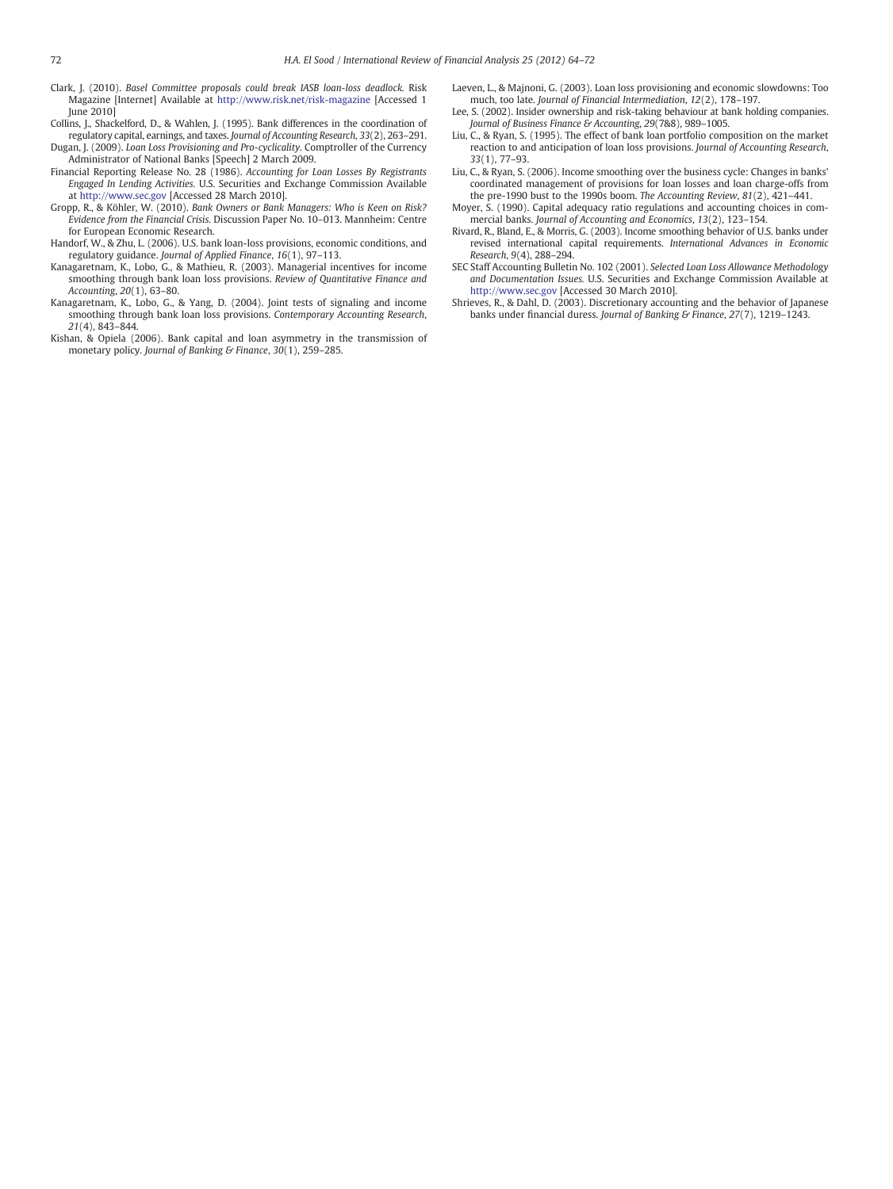Clark, J. (2010). *Basel Committee proposals could break IASB loan-loss deadlock*. Risk Magazine [Internet] Available at http://www.risk.net/risk-magazine [Accessed 1 June 2010]

Collins, J., Shackelford, D., & Wahlen, J. (1995). Bank differences in the coordination of regulatory capital, earnings, and taxes. *Journal of Accounting Research*, *33*(2), 263–291.

Dugan, J. (2009). *Loan Loss Provisioning and Pro-cyclicality*. Comptroller of the Currency Administrator of National Banks [Speech] 2 March 2009.

Financial Reporting Release No. 28 (1986). *Accounting for Loan Losses By Registrants Engaged In Lending Activities*. U.S. Securities and Exchange Commission Available at http://www.sec.gov [Accessed 28 March 2010].

Gropp, R., & Köhler, W. (2010). *Bank Owners or Bank Managers: Who is Keen on Risk? Evidence from the Financial Crisis*. Discussion Paper No. 10–013. Mannheim: Centre for European Economic Research.

Handorf, W., & Zhu, L. (2006). U.S. bank loan-loss provisions, economic conditions, and regulatory guidance. *Journal of Applied Finance*, *16*(1), 97–113.

Kanagaretnam, K., Lobo, G., & Mathieu, R. (2003). Managerial incentives for income smoothing through bank loan loss provisions. *Review of Quantitative Finance and Accounting*, *20*(1), 63–80.

Kanagaretnam, K., Lobo, G., & Yang, D. (2004). Joint tests of signaling and income smoothing through bank loan loss provisions. *Contemporary Accounting Research*, *21*(4), 843–844.

Kishan, & Opiela (2006). Bank capital and loan asymmetry in the transmission of monetary policy. *Journal of Banking & Finance*, *30*(1), 259–285.

Laeven, L., & Majnoni, G. (2003). Loan loss provisioning and economic slowdowns: Too much, too late. *Journal of Financial Intermediation*, *12*(2), 178–197.

Lee, S. (2002). Insider ownership and risk-taking behaviour at bank holding companies. *Journal of Business Finance & Accounting*, *29*(7&8), 989–1005.

Liu, C., & Ryan, S. (1995). The effect of bank loan portfolio composition on the market reaction to and anticipation of loan loss provisions. *Journal of Accounting Research*, *33*(1), 77–93.

Liu, C., & Ryan, S. (2006). Income smoothing over the business cycle: Changes in banks' coordinated management of provisions for loan losses and loan charge-offs from the pre-1990 bust to the 1990s boom. *The Accounting Review*, *81*(2), 421–441.

Moyer, S. (1990). Capital adequacy ratio regulations and accounting choices in commercial banks. *Journal of Accounting and Economics*, *13*(2), 123–154.

Rivard, R., Bland, E., & Morris, G. (2003). Income smoothing behavior of U.S. banks under revised international capital requirements. *International Advances in Economic Research*, *9*(4), 288–294.

SEC Staff Accounting Bulletin No. 102 (2001). *Selected Loan Loss Allowance Methodology and Documentation Issues*. U.S. Securities and Exchange Commission Available at http://www.sec.gov [Accessed 30 March 2010].

Shrieves, R., & Dahl, D. (2003). Discretionary accounting and the behavior of Japanese banks under financial duress. *Journal of Banking & Finance*, *27*(7), 1219–1243.